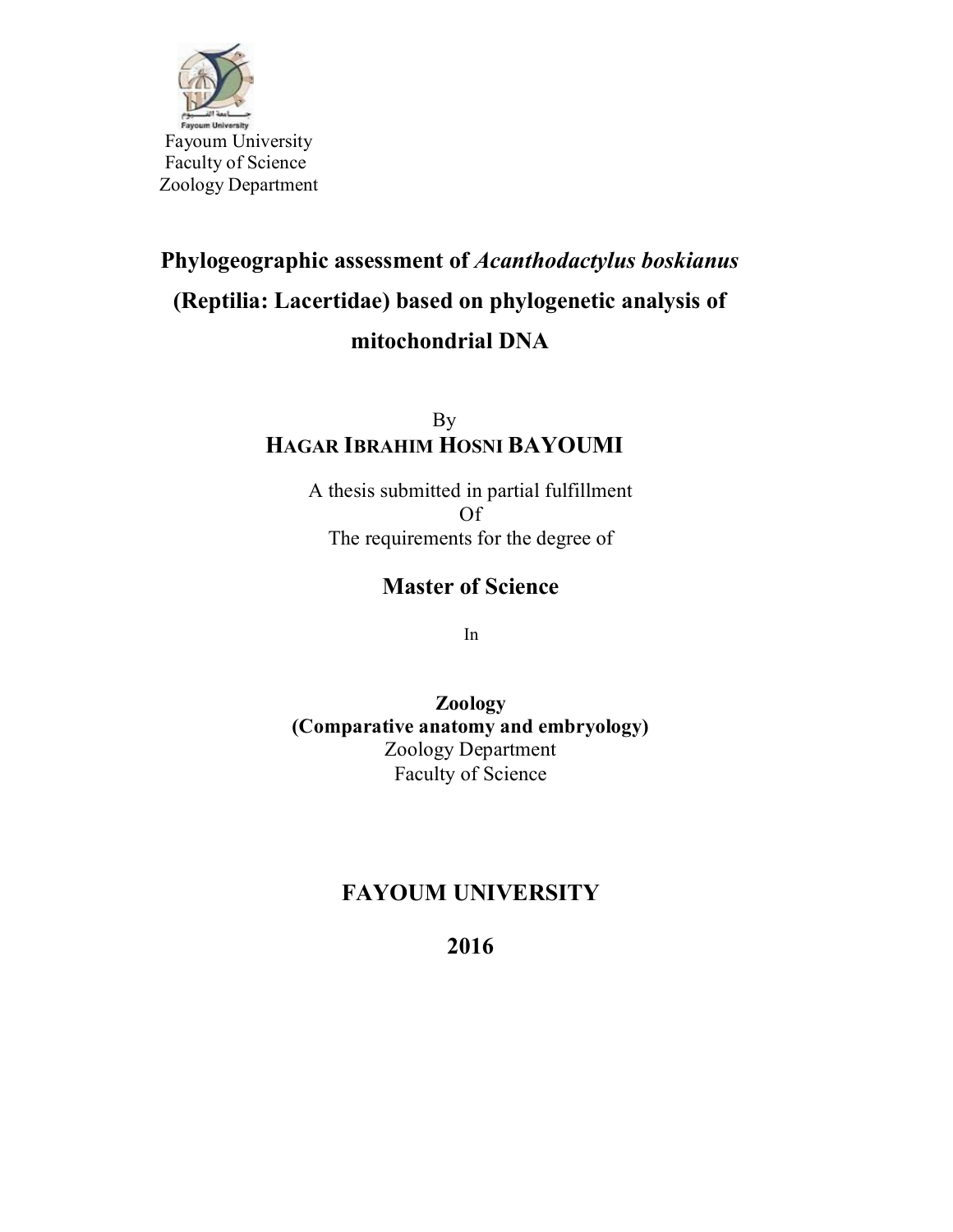Fayoum University
Faculty of Science
Zoology Department

# Phylogeographic assessment of *Acanthodactylus boskianus* (Reptilia: Lacertidae) based on phylogenetic analysis of mitochondrial DNA

By

**HAGAR IBRAHIM HOSNI BAYOUMI**

A thesis submitted in partial fulfillment
Of
The requirements for the degree of

## Master of Science

In

**Zoology**
**(Comparative anatomy and embryology)**
Zoology Department
Faculty of Science

## FAYOUM UNIVERSITY

## 2016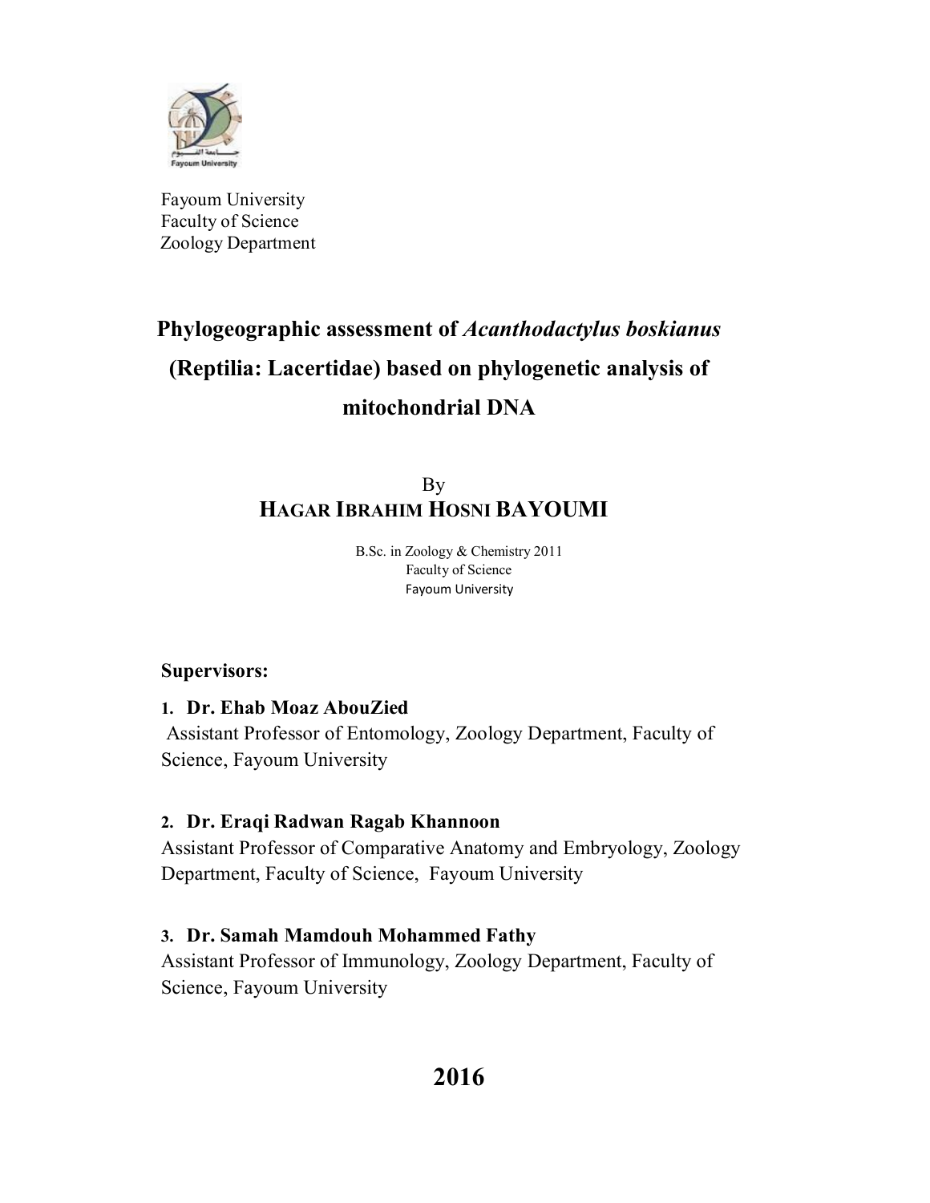Fayoum University
Faculty of Science
Zoology Department

# Phylogeographic assessment of *Acanthodactylus boskianus* (Reptilia: Lacertidae) based on phylogenetic analysis of mitochondrial DNA

By

**HAGAR IBRAHIM HOSNI BAYOUMI**

B.Sc. in Zoology & Chemistry 2011
Faculty of Science
Fayoum University

**Supervisors:**

1. **Dr. Ehab Moaz AbouZied**
   Assistant Professor of Entomology, Zoology Department, Faculty of Science, Fayoum University

2. **Dr. Eraqi Radwan Ragab Khannoon**
   Assistant Professor of Comparative Anatomy and Embryology, Zoology Department, Faculty of Science, Fayoum University

3. **Dr. Samah Mamdouh Mohammed Fathy**
   Assistant Professor of Immunology, Zoology Department, Faculty of Science, Fayoum University

**2016**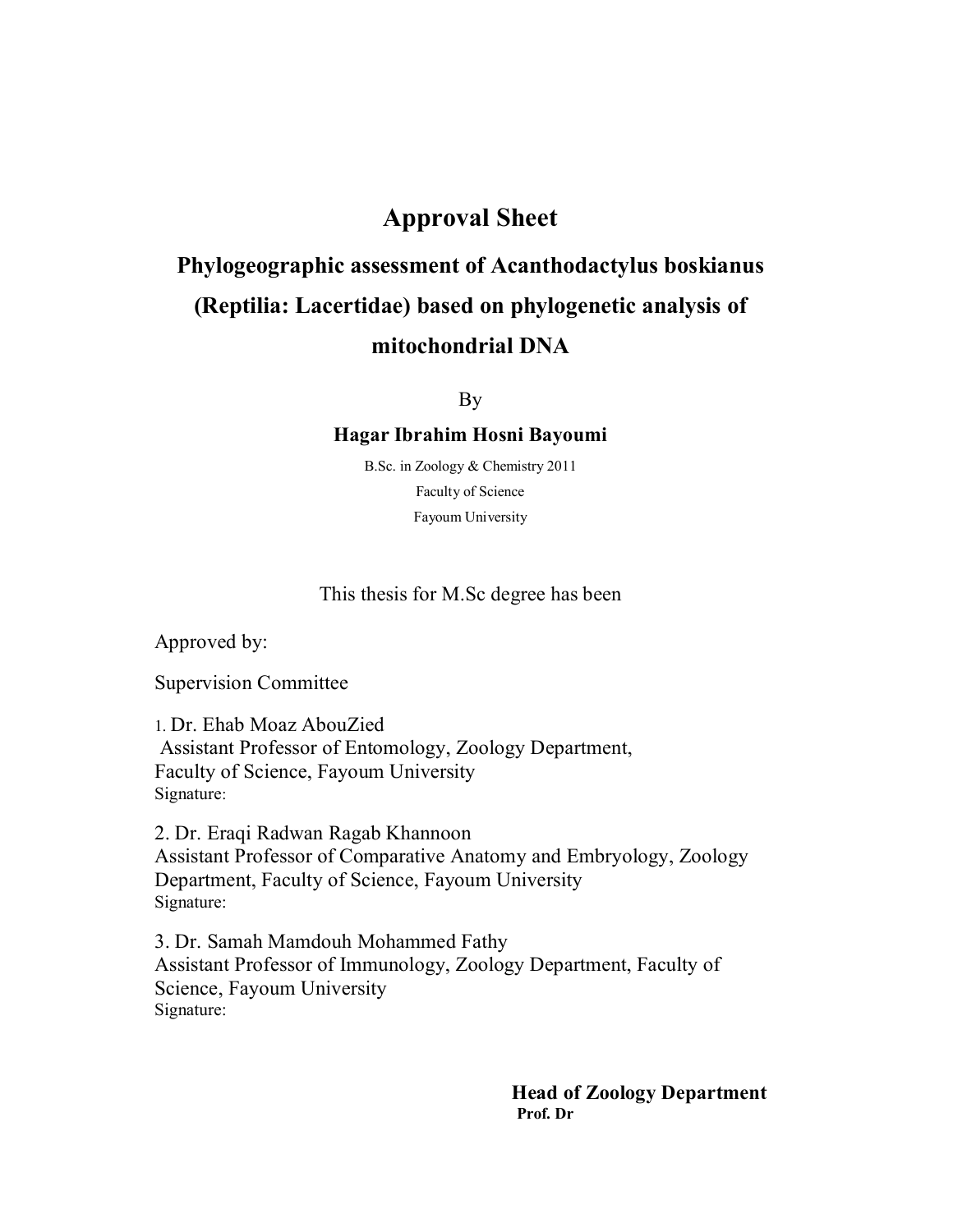# Approval Sheet

## Phylogeographic assessment of Acanthodactylus boskianus (Reptilia: Lacertidae) based on phylogenetic analysis of mitochondrial DNA

By

**Hagar Ibrahim Hosni Bayoumi**

B.Sc. in Zoology & Chemistry 2011

Faculty of Science

Fayoum University

This thesis for M.Sc degree has been

Approved by:

Supervision Committee

1. Dr. Ehab Moaz AbouZied
   Assistant Professor of Entomology, Zoology Department, Faculty of Science, Fayoum University
   Signature:

2. Dr. Eraqi Radwan Ragab Khannoon
   Assistant Professor of Comparative Anatomy and Embryology, Zoology Department, Faculty of Science, Fayoum University
   Signature:

3. Dr. Samah Mamdouh Mohammed Fathy
   Assistant Professor of Immunology, Zoology Department, Faculty of Science, Fayoum University
   Signature:

**Head of Zoology Department**

**Prof. Dr**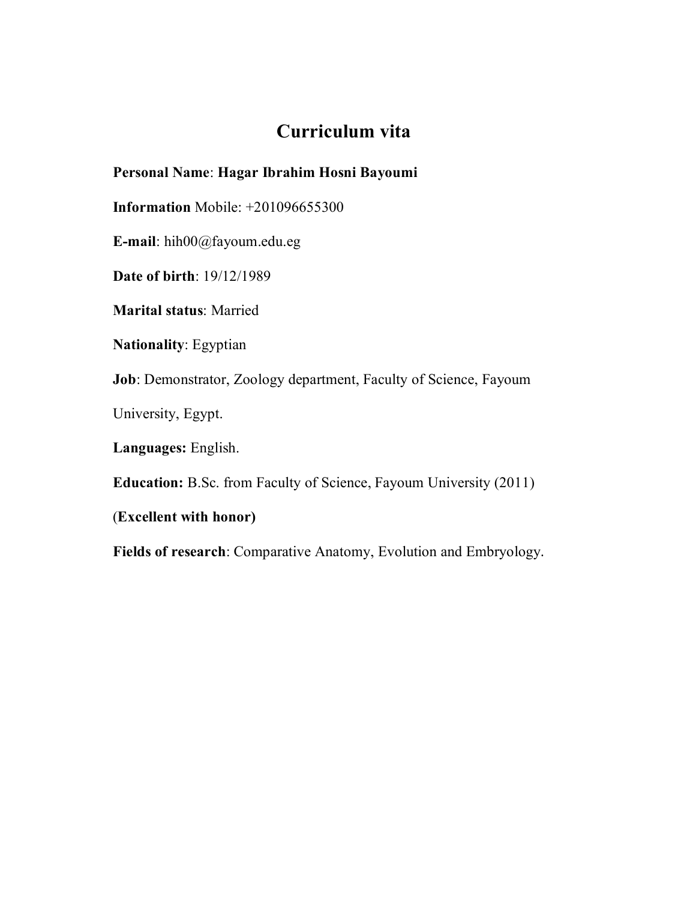# Curriculum vita

**Personal Name**: **Hagar Ibrahim Hosni Bayoumi**

**Information** Mobile: +201096655300

**E-mail**: hih00@fayoum.edu.eg

**Date of birth**: 19/12/1989

**Marital status**: Married

**Nationality**: Egyptian

**Job**: Demonstrator, Zoology department, Faculty of Science, Fayoum University, Egypt.

**Languages:** English.

**Education:** B.Sc. from Faculty of Science, Fayoum University (2011)

(**Excellent with honor)**

**Fields of research**: Comparative Anatomy, Evolution and Embryology.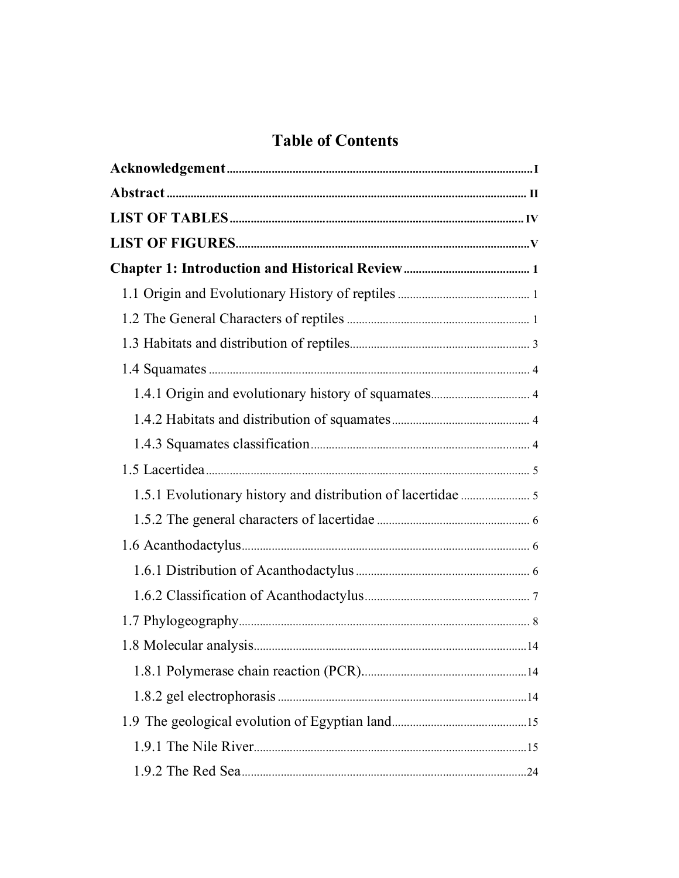# Table of Contents

**Acknowledgement** ..... I

**Abstract** ..... II

**LIST OF TABLES** ..... IV

**LIST OF FIGURES** ..... V

**Chapter 1: Introduction and Historical Review** ..... 1

- 1.1 Origin and Evolutionary History of reptiles ..... 1
- 1.2 The General Characters of reptiles ..... 1
- 1.3 Habitats and distribution of reptiles ..... 3
- 1.4 Squamates ..... 4
  - 1.4.1 Origin and evolutionary history of squamates ..... 4
  - 1.4.2 Habitats and distribution of squamates ..... 4
  - 1.4.3 Squamates classification ..... 4
- 1.5 Lacertidea ..... 5
  - 1.5.1 Evolutionary history and distribution of lacertidae ..... 5
  - 1.5.2 The general characters of lacertidae ..... 6
- 1.6 Acanthodactylus ..... 6
  - 1.6.1 Distribution of Acanthodactylus ..... 6
  - 1.6.2 Classification of Acanthodactylus ..... 7
- 1.7 Phylogeography ..... 8
- 1.8 Molecular analysis ..... 14
  - 1.8.1 Polymerase chain reaction (PCR) ..... 14
  - 1.8.2 gel electrophorasis ..... 14
- 1.9 The geological evolution of Egyptian land ..... 15
  - 1.9.1 The Nile River ..... 15
  - 1.9.2 The Red Sea ..... 24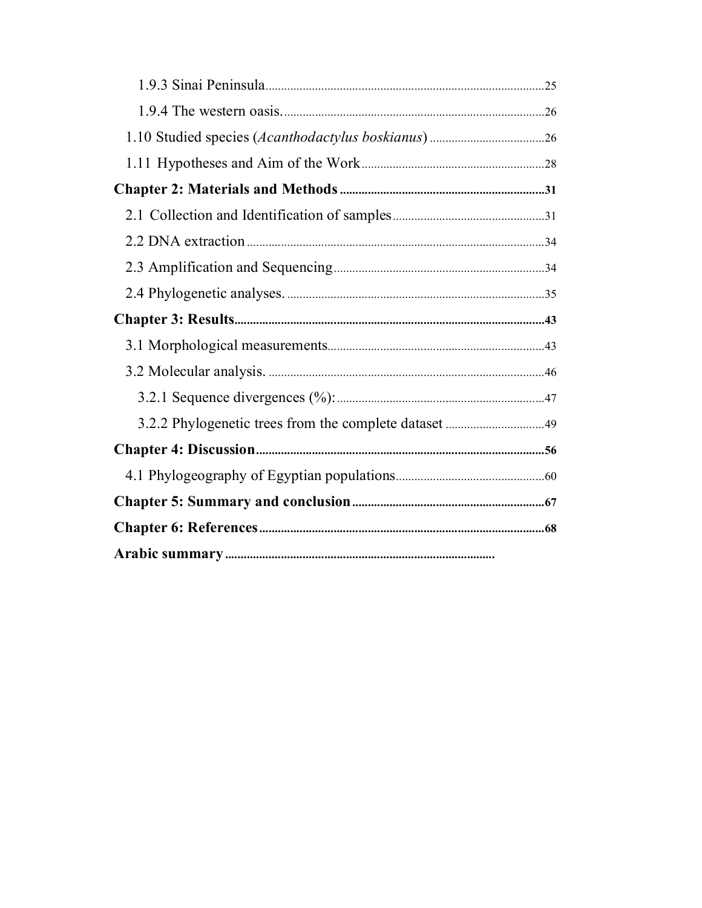1.9.3 Sinai Peninsula ........................................................................................ 25

1.9.4 The western oasis. ........................................................................................ 26

1.10 Studied species (*Acanthodactylus boskianus*) ........................................ 26

1.11 Hypotheses and Aim of the Work ........................................................... 28

**Chapter 2: Materials and Methods ............................................................ 31**

2.1 Collection and Identification of samples .................................................. 31

2.2 DNA extraction ........................................................................................ 34

2.3 Amplification and Sequencing .................................................................. 34

2.4 Phylogenetic analyses. .............................................................................. 35

**Chapter 3: Results ........................................................................................ 43**

3.1 Morphological measurements .................................................................. 43

3.2 Molecular analysis. ................................................................................... 46

3.2.1 Sequence divergences (%): ..................................................................... 47

3.2.2 Phylogenetic trees from the complete dataset ........................................ 49

**Chapter 4: Discussion ................................................................................... 56**

4.1 Phylogeography of Egyptian populations .................................................. 60

**Chapter 5: Summary and conclusion ............................................................ 67**

**Chapter 6: References .................................................................................... 68**

**Arabic summary ..........................................................................................**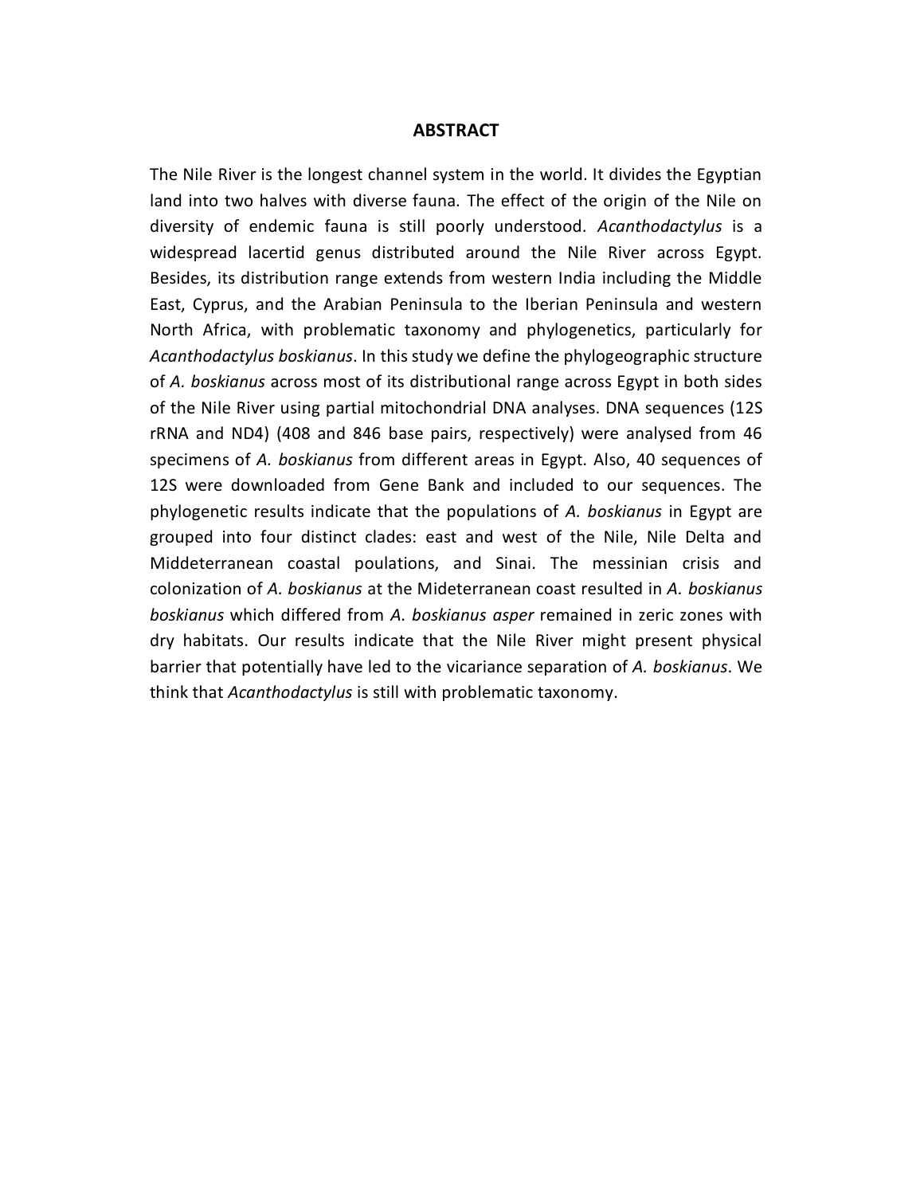## ABSTRACT

The Nile River is the longest channel system in the world. It divides the Egyptian land into two halves with diverse fauna. The effect of the origin of the Nile on diversity of endemic fauna is still poorly understood. *Acanthodactylus* is a widespread lacertid genus distributed around the Nile River across Egypt. Besides, its distribution range extends from western India including the Middle East, Cyprus, and the Arabian Peninsula to the Iberian Peninsula and western North Africa, with problematic taxonomy and phylogenetics, particularly for *Acanthodactylus boskianus*. In this study we define the phylogeographic structure of *A. boskianus* across most of its distributional range across Egypt in both sides of the Nile River using partial mitochondrial DNA analyses. DNA sequences (12S rRNA and ND4) (408 and 846 base pairs, respectively) were analysed from 46 specimens of *A. boskianus* from different areas in Egypt. Also, 40 sequences of 12S were downloaded from Gene Bank and included to our sequences. The phylogenetic results indicate that the populations of *A. boskianus* in Egypt are grouped into four distinct clades: east and west of the Nile, Nile Delta and Middeterranean coastal poulations, and Sinai. The messinian crisis and colonization of *A. boskianus* at the Mideterranean coast resulted in *A. boskianus boskianus* which differed from *A. boskianus asper* remained in zeric zones with dry habitats. Our results indicate that the Nile River might present physical barrier that potentially have led to the vicariance separation of *A. boskianus*. We think that *Acanthodactylus* is still with problematic taxonomy.